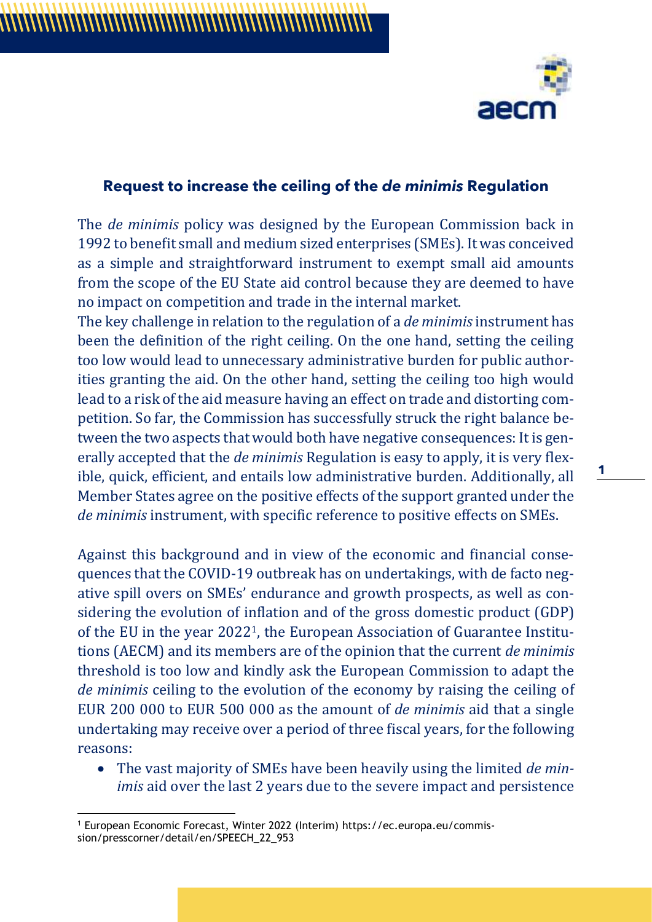## Request to increase the ceiling of the *de minimis* Regulation

The *de minimis* policy was designed by the European Commission back in 1992 to benefit small and medium sized enterprises (SMEs). It was conceived as a simple and straightforward instrument to exempt small aid amounts from the scope of the EU State aid control because they are deemed to have no impact on competition and trade in the internal market.
The key challenge in relation to the regulation of a *de minimis* instrument has been the definition of the right ceiling. On the one hand, setting the ceiling too low would lead to unnecessary administrative burden for public authorities granting the aid. On the other hand, setting the ceiling too high would lead to a risk of the aid measure having an effect on trade and distorting competition. So far, the Commission has successfully struck the right balance between the two aspects that would both have negative consequences: It is generally accepted that the *de minimis* Regulation is easy to apply, it is very flexible, quick, efficient, and entails low administrative burden. Additionally, all Member States agree on the positive effects of the support granted under the *de minimis* instrument, with specific reference to positive effects on SMEs.

Against this background and in view of the economic and financial consequences that the COVID-19 outbreak has on undertakings, with de facto negative spill overs on SMEs' endurance and growth prospects, as well as considering the evolution of inflation and of the gross domestic product (GDP) of the EU in the year 2022[1], the European Association of Guarantee Institutions (AECM) and its members are of the opinion that the current *de minimis* threshold is too low and kindly ask the European Commission to adapt the *de minimis* ceiling to the evolution of the economy by raising the ceiling of EUR 200 000 to EUR 500 000 as the amount of *de minimis* aid that a single undertaking may receive over a period of three fiscal years, for the following reasons:

- The vast majority of SMEs have been heavily using the limited *de minimis* aid over the last 2 years due to the severe impact and persistence

[1] European Economic Forecast, Winter 2022 (Interim) https://ec.europa.eu/commission/presscorner/detail/en/SPEECH_22_953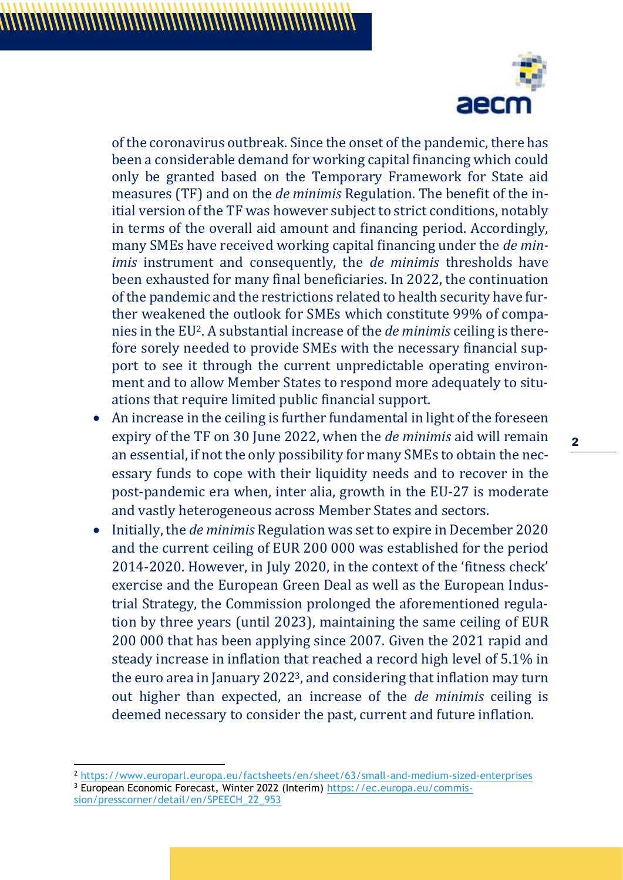of the coronavirus outbreak. Since the onset of the pandemic, there has been a considerable demand for working capital financing which could only be granted based on the Temporary Framework for State aid measures (TF) and on the *de minimis* Regulation. The benefit of the initial version of the TF was however subject to strict conditions, notably in terms of the overall aid amount and financing period. Accordingly, many SMEs have received working capital financing under the *de minimis* instrument and consequently, the *de minimis* thresholds have been exhausted for many final beneficiaries. In 2022, the continuation of the pandemic and the restrictions related to health security have further weakened the outlook for SMEs which constitute 99% of companies in the EU[2]. A substantial increase of the *de minimis* ceiling is therefore sorely needed to provide SMEs with the necessary financial support to see it through the current unpredictable operating environment and to allow Member States to respond more adequately to situations that require limited public financial support.

- An increase in the ceiling is further fundamental in light of the foreseen expiry of the TF on 30 June 2022, when the *de minimis* aid will remain an essential, if not the only possibility for many SMEs to obtain the necessary funds to cope with their liquidity needs and to recover in the post-pandemic era when, inter alia, growth in the EU-27 is moderate and vastly heterogeneous across Member States and sectors.
- Initially, the *de minimis* Regulation was set to expire in December 2020 and the current ceiling of EUR 200 000 was established for the period 2014-2020. However, in July 2020, in the context of the 'fitness check' exercise and the European Green Deal as well as the European Industrial Strategy, the Commission prolonged the aforementioned regulation by three years (until 2023), maintaining the same ceiling of EUR 200 000 that has been applying since 2007. Given the 2021 rapid and steady increase in inflation that reached a record high level of 5.1% in the euro area in January 2022[3], and considering that inflation may turn out higher than expected, an increase of the *de minimis* ceiling is deemed necessary to consider the past, current and future inflation.

---

[2] https://www.europarl.europa.eu/factsheets/en/sheet/63/small-and-medium-sized-enterprises

[3] European Economic Forecast, Winter 2022 (Interim) https://ec.europa.eu/commission/presscorner/detail/en/SPEECH_22_953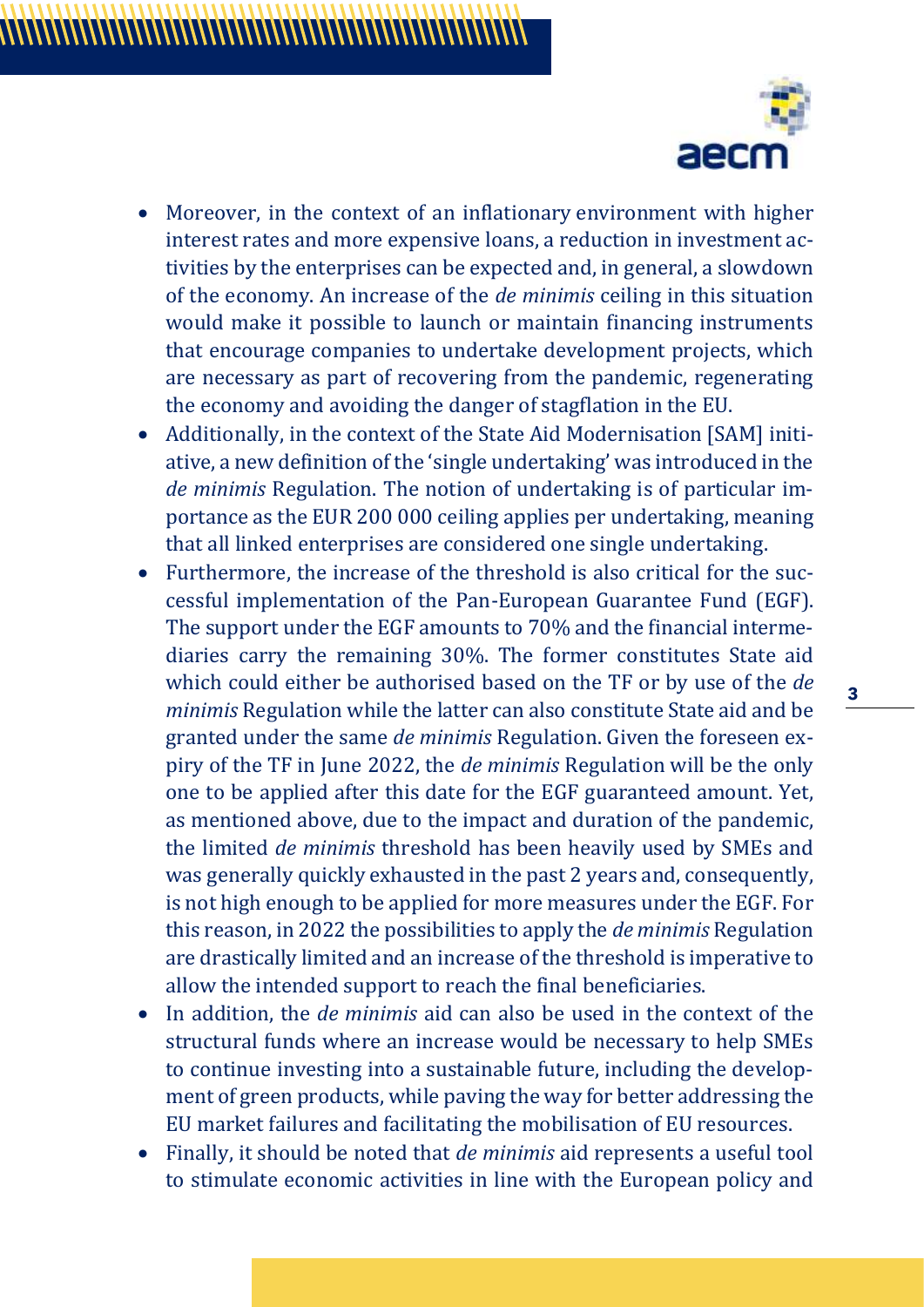- Moreover, in the context of an inflationary environment with higher interest rates and more expensive loans, a reduction in investment activities by the enterprises can be expected and, in general, a slowdown of the economy. An increase of the *de minimis* ceiling in this situation would make it possible to launch or maintain financing instruments that encourage companies to undertake development projects, which are necessary as part of recovering from the pandemic, regenerating the economy and avoiding the danger of stagflation in the EU.
- Additionally, in the context of the State Aid Modernisation [SAM] initiative, a new definition of the 'single undertaking' was introduced in the *de minimis* Regulation. The notion of undertaking is of particular importance as the EUR 200 000 ceiling applies per undertaking, meaning that all linked enterprises are considered one single undertaking.
- Furthermore, the increase of the threshold is also critical for the successful implementation of the Pan-European Guarantee Fund (EGF). The support under the EGF amounts to 70% and the financial intermediaries carry the remaining 30%. The former constitutes State aid which could either be authorised based on the TF or by use of the *de minimis* Regulation while the latter can also constitute State aid and be granted under the same *de minimis* Regulation. Given the foreseen expiry of the TF in June 2022, the *de minimis* Regulation will be the only one to be applied after this date for the EGF guaranteed amount. Yet, as mentioned above, due to the impact and duration of the pandemic, the limited *de minimis* threshold has been heavily used by SMEs and was generally quickly exhausted in the past 2 years and, consequently, is not high enough to be applied for more measures under the EGF. For this reason, in 2022 the possibilities to apply the *de minimis* Regulation are drastically limited and an increase of the threshold is imperative to allow the intended support to reach the final beneficiaries.
- In addition, the *de minimis* aid can also be used in the context of the structural funds where an increase would be necessary to help SMEs to continue investing into a sustainable future, including the development of green products, while paving the way for better addressing the EU market failures and facilitating the mobilisation of EU resources.
- Finally, it should be noted that *de minimis* aid represents a useful tool to stimulate economic activities in line with the European policy and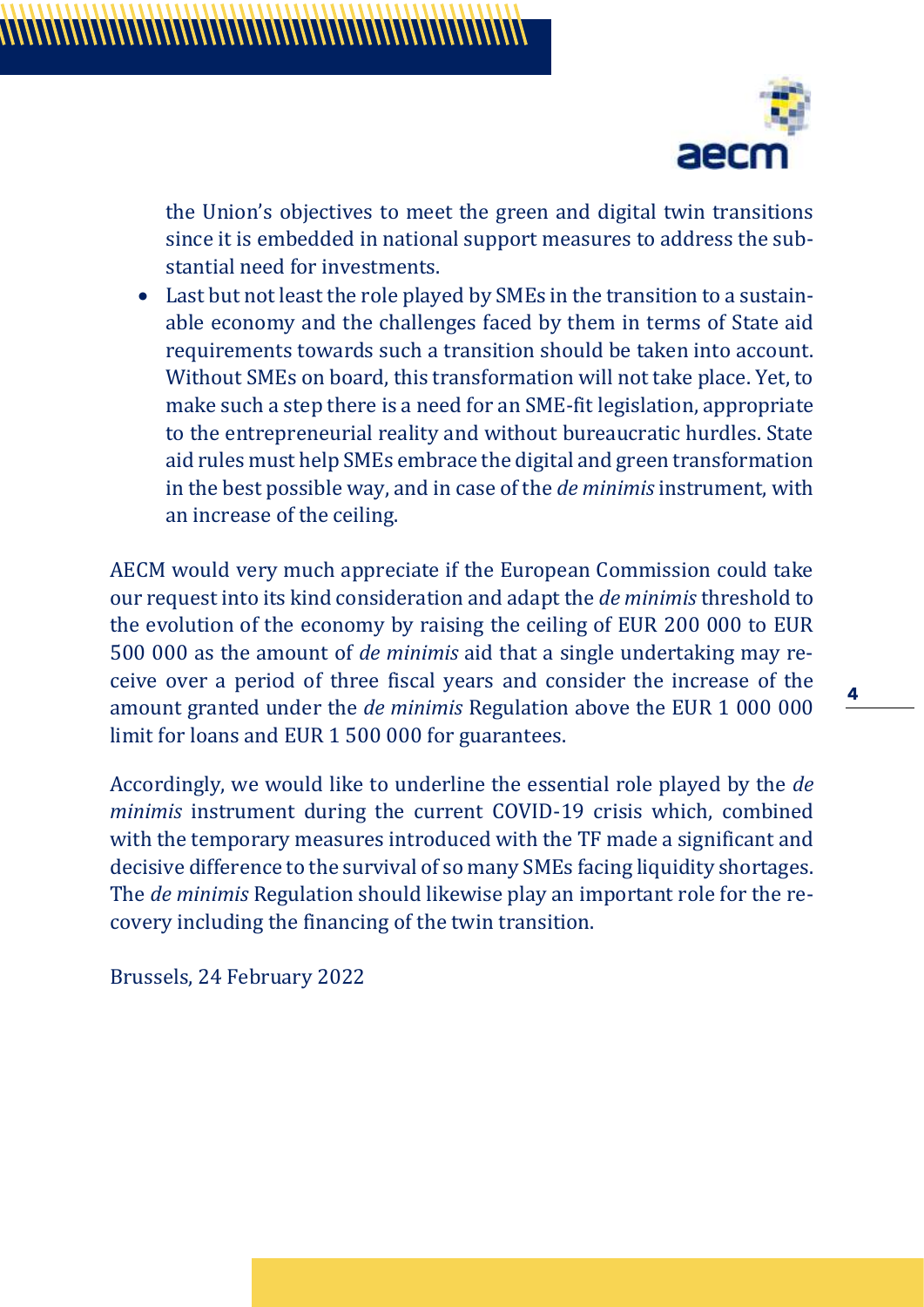the Union's objectives to meet the green and digital twin transitions since it is embedded in national support measures to address the substantial need for investments.

- Last but not least the role played by SMEs in the transition to a sustainable economy and the challenges faced by them in terms of State aid requirements towards such a transition should be taken into account. Without SMEs on board, this transformation will not take place. Yet, to make such a step there is a need for an SME-fit legislation, appropriate to the entrepreneurial reality and without bureaucratic hurdles. State aid rules must help SMEs embrace the digital and green transformation in the best possible way, and in case of the *de minimis* instrument, with an increase of the ceiling.

AECM would very much appreciate if the European Commission could take our request into its kind consideration and adapt the *de minimis* threshold to the evolution of the economy by raising the ceiling of EUR 200 000 to EUR 500 000 as the amount of *de minimis* aid that a single undertaking may receive over a period of three fiscal years and consider the increase of the amount granted under the *de minimis* Regulation above the EUR 1 000 000 limit for loans and EUR 1 500 000 for guarantees.

Accordingly, we would like to underline the essential role played by the *de minimis* instrument during the current COVID-19 crisis which, combined with the temporary measures introduced with the TF made a significant and decisive difference to the survival of so many SMEs facing liquidity shortages. The *de minimis* Regulation should likewise play an important role for the recovery including the financing of the twin transition.

Brussels, 24 February 2022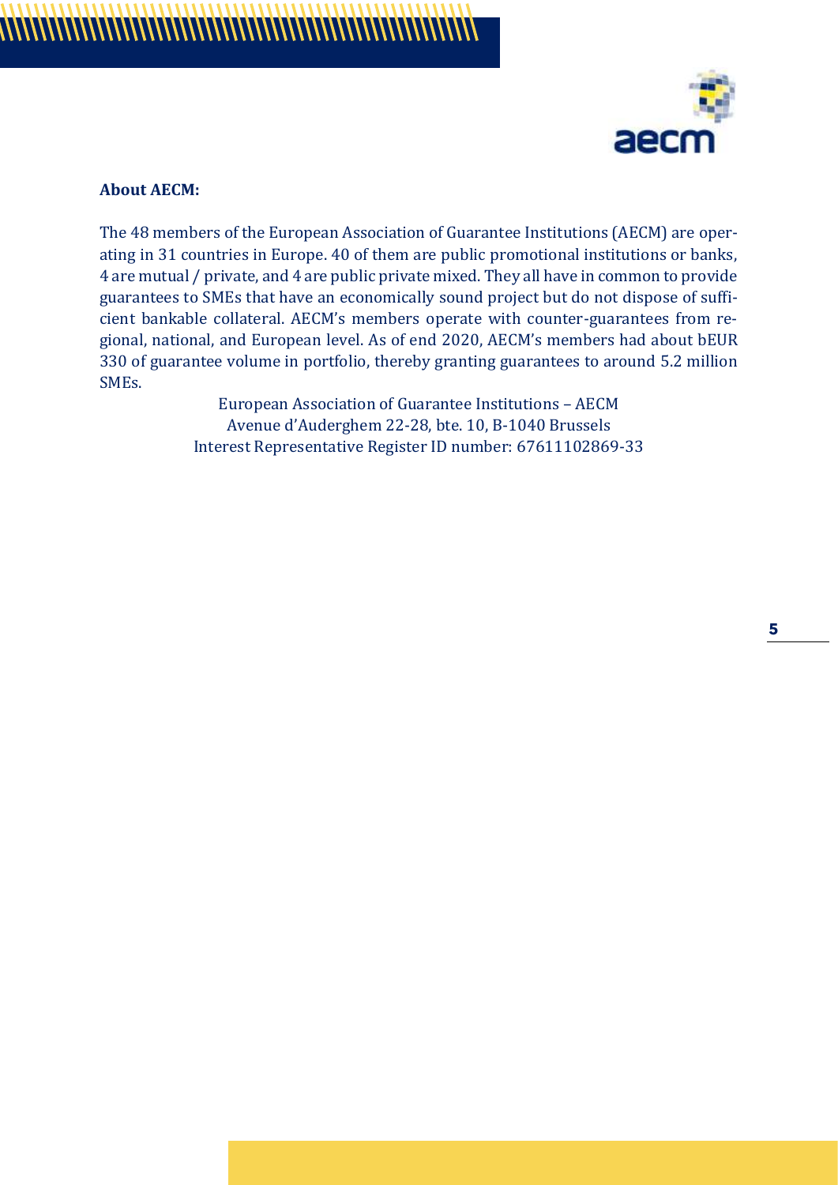**About AECM:**

The 48 members of the European Association of Guarantee Institutions (AECM) are operating in 31 countries in Europe. 40 of them are public promotional institutions or banks, 4 are mutual / private, and 4 are public private mixed. They all have in common to provide guarantees to SMEs that have an economically sound project but do not dispose of sufficient bankable collateral. AECM's members operate with counter-guarantees from regional, national, and European level. As of end 2020, AECM's members had about bEUR 330 of guarantee volume in portfolio, thereby granting guarantees to around 5.2 million SMEs.

European Association of Guarantee Institutions – AECM
Avenue d'Auderghem 22-28, bte. 10, B-1040 Brussels
Interest Representative Register ID number: 67611102869-33